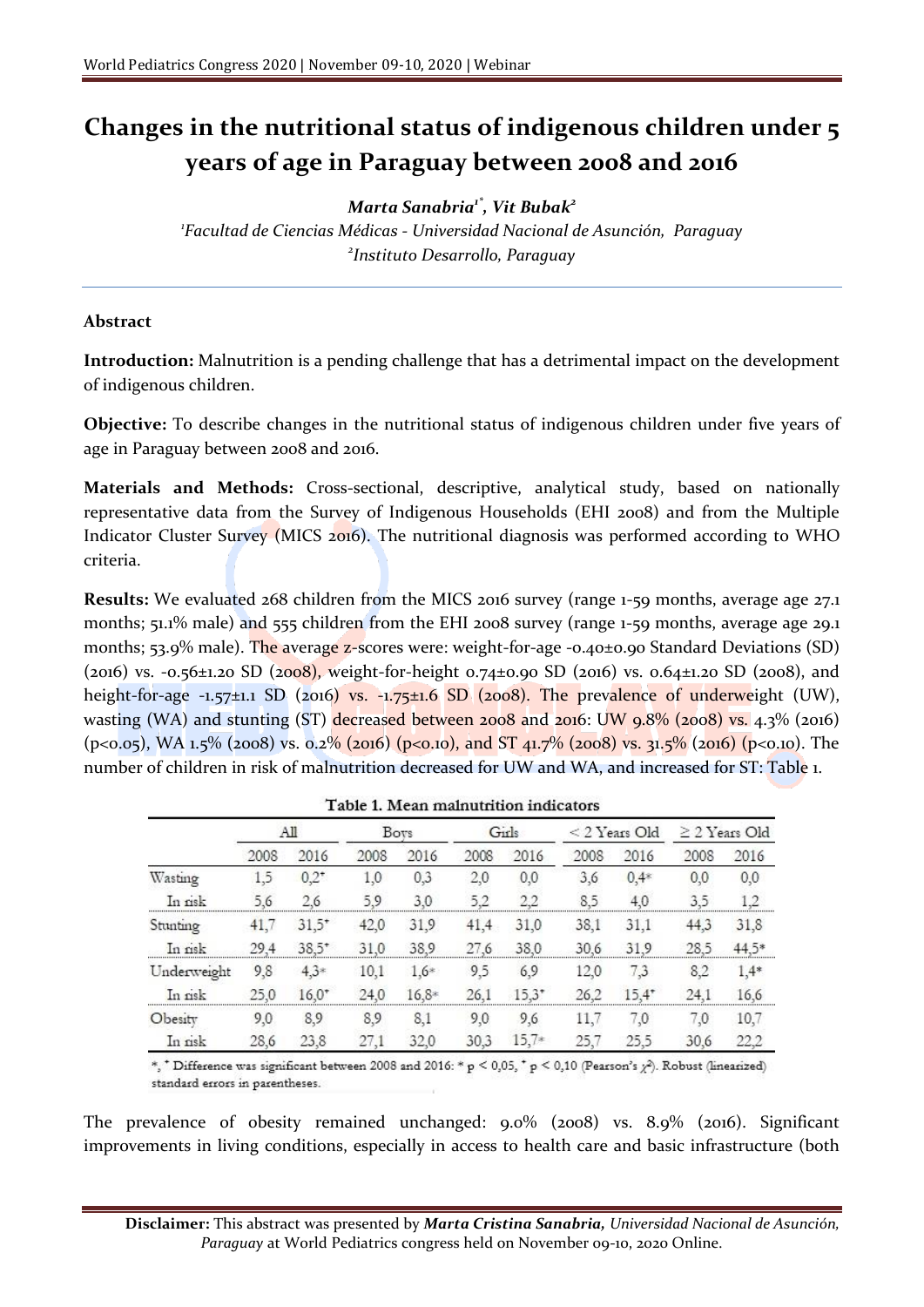# Changes in the nutritional status of indigenous children under 5 years of age in Paraguay between 2008 and 2016

***Marta Sanabria[1*], Vit Bubak[2]***

*[1]Facultad de Ciencias Médicas - Universidad Nacional de Asunción, Paraguay*
*[2]Instituto Desarrollo, Paraguay*

---

**Abstract**

**Introduction:** Malnutrition is a pending challenge that has a detrimental impact on the development of indigenous children.

**Objective:** To describe changes in the nutritional status of indigenous children under five years of age in Paraguay between 2008 and 2016.

**Materials and Methods:** Cross-sectional, descriptive, analytical study, based on nationally representative data from the Survey of Indigenous Households (EHI 2008) and from the Multiple Indicator Cluster Survey (MICS 2016). The nutritional diagnosis was performed according to WHO criteria.

**Results:** We evaluated 268 children from the MICS 2016 survey (range 1-59 months, average age 27.1 months; 51.1% male) and 555 children from the EHI 2008 survey (range 1-59 months, average age 29.1 months; 53.9% male). The average z-scores were: weight-for-age -0.40±0.90 Standard Deviations (SD) (2016) vs. -0.56±1.20 SD (2008), weight-for-height 0.74±0.90 SD (2016) vs. 0.64±1.20 SD (2008), and height-for-age -1.57±1.1 SD (2016) vs. -1.75±1.6 SD (2008). The prevalence of underweight (UW), wasting (WA) and stunting (ST) decreased between 2008 and 2016: UW 9.8% (2008) vs. 4.3% (2016) ($p<0.05$), WA 1.5% (2008) vs. 0.2% (2016) ($p<0.10$), and ST 41.7% (2008) vs. 31.5% (2016) ($p<0.10$). The number of children in risk of malnutrition decreased for UW and WA, and increased for ST: Table 1.

**Table 1. Mean malnutrition indicators**

| | All | | Boys | | Girls | | < 2 Years Old | | ≥ 2 Years Old | |
|---|---|---|---|---|---|---|---|---|---|---|
| | 2008 | 2016 | 2008 | 2016 | 2008 | 2016 | 2008 | 2016 | 2008 | 2016 |
| Wasting | 1,5 | 0,2⁺ | 1,0 | 0,3 | 2,0 | 0,0 | 3,6 | 0,4* | 0,0 | 0,0 |
| In risk | 5,6 | 2,6 | 5,9 | 3,0 | 5,2 | 2,2 | 8,5 | 4,0 | 3,5 | 1,2 |
| Stunting | 41,7 | 31,5⁺ | 42,0 | 31,9 | 41,4 | 31,0 | 38,1 | 31,1 | 44,3 | 31,8 |
| In risk | 29,4 | 38,5⁺ | 31,0 | 38,9 | 27,6 | 38,0 | 30,6 | 31,9 | 28,5 | 44,5* |
| Underweight | 9,8 | 4,3* | 10,1 | 1,6* | 9,5 | 6,9 | 12,0 | 7,3 | 8,2 | 1,4* |
| In risk | 25,0 | 16,0⁺ | 24,0 | 16,8* | 26,1 | 15,3⁺ | 26,2 | 15,4⁺ | 24,1 | 16,6 |
| Obesity | 9,0 | 8,9 | 8,9 | 8,1 | 9,0 | 9,6 | 11,7 | 7,0 | 7,0 | 10,7 |
| In risk | 28,6 | 23,8 | 27,1 | 32,0 | 30,3 | 15,7* | 25,7 | 25,5 | 30,6 | 22,2 |

*, ⁺ Difference was significant between 2008 and 2016: * $p < 0,05$, ⁺ $p < 0,10$ (Pearson's $\chi^2$). Robust (linearized) standard errors in parentheses.

The prevalence of obesity remained unchanged: 9.0% (2008) vs. 8.9% (2016). Significant improvements in living conditions, especially in access to health care and basic infrastructure (both

**Disclaimer:** This abstract was presented by ***Marta Cristina Sanabria,*** *Universidad Nacional de Asunción, Paraguay* at World Pediatrics congress held on November 09-10, 2020 Online.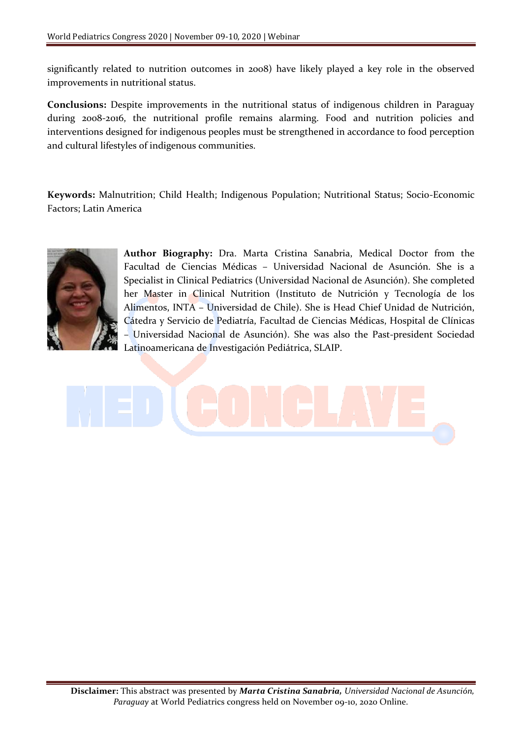significantly related to nutrition outcomes in 2008) have likely played a key role in the observed improvements in nutritional status.

**Conclusions:** Despite improvements in the nutritional status of indigenous children in Paraguay during 2008-2016, the nutritional profile remains alarming. Food and nutrition policies and interventions designed for indigenous peoples must be strengthened in accordance to food perception and cultural lifestyles of indigenous communities.

**Keywords:** Malnutrition; Child Health; Indigenous Population; Nutritional Status; Socio-Economic Factors; Latin America

**Author Biography:** Dra. Marta Cristina Sanabria, Medical Doctor from the Facultad de Ciencias Médicas – Universidad Nacional de Asunción. She is a Specialist in Clinical Pediatrics (Universidad Nacional de Asunción). She completed her Master in Clinical Nutrition (Instituto de Nutrición y Tecnología de los Alimentos, INTA – Universidad de Chile). She is Head Chief Unidad de Nutrición, Cátedra y Servicio de Pediatría, Facultad de Ciencias Médicas, Hospital de Clínicas – Universidad Nacional de Asunción). She was also the Past-president Sociedad Latinoamericana de Investigación Pediátrica, SLAIP.

**Disclaimer:** This abstract was presented by ***Marta Cristina Sanabria,*** *Universidad Nacional de Asunción, Paraguay* at World Pediatrics congress held on November 09-10, 2020 Online.